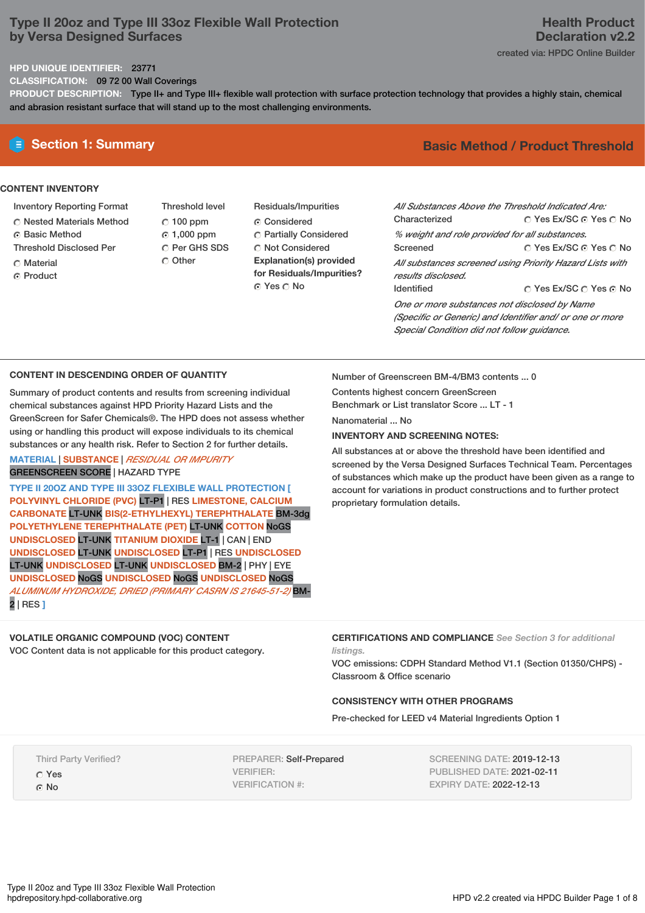# Type II 20oz and Type III 33oz Flexible Wall Protection by Versa Designed Surfaces

**Health Product Declaration v2.2**

created via: HPDC Online Builder

**HPD UNIQUE IDENTIFIER:** 23771

**CLASSIFICATION:** 09 72 00 Wall Coverings

**PRODUCT DESCRIPTION:** Type II+ and Type III+ flexible wall protection with surface protection technology that provides a highly stain, chemical and abrasion resistant surface that will stand up to the most challenging environments.

## Section 1: Summary

**Basic Method / Product Threshold**

### CONTENT INVENTORY

**Inventory Reporting Format**
- ○ Nested Materials Method
- ◉ Basic Method

**Threshold Disclosed Per**
- ○ Material
- ◉ Product

**Threshold level**
- ○ 100 ppm
- ◉ 1,000 ppm
- ○ Per GHS SDS
- ○ Other

**Residuals/Impurities**
- ◉ Considered
- ○ Partially Considered
- ○ Not Considered

**Explanation(s) provided for Residuals/Impurities?**
- ◉ Yes ○ No

*All Substances Above the Threshold Indicated Are:*

| | | | |
|---|---|---|---|
| Characterized | ○ Yes Ex/SC | ◉ Yes | ○ No |
| *% weight and role provided for all substances.* | | | |
| Screened | ○ Yes Ex/SC | ◉ Yes | ○ No |
| *All substances screened using Priority Hazard Lists with results disclosed.* | | | |
| Identified | ○ Yes Ex/SC | ○ Yes | ◉ No |
| *One or more substances not disclosed by Name (Specific or Generic) and Identifier and/ or one or more Special Condition did not follow guidance.* | | | |

### CONTENT IN DESCENDING ORDER OF QUANTITY

Summary of product contents and results from screening individual chemical substances against HPD Priority Hazard Lists and the GreenScreen for Safer Chemicals®. The HPD does not assess whether using or handling this product will expose individuals to its chemical substances or any health risk. Refer to Section 2 for further details.

MATERIAL | SUBSTANCE | *RESIDUAL OR IMPURITY*
GREENSCREEN SCORE | HAZARD TYPE

TYPE II 20OZ AND TYPE III 33OZ FLEXIBLE WALL PROTECTION [ POLYVINYL CHLORIDE (PVC) LT-P1 | RES LIMESTONE, CALCIUM CARBONATE LT-UNK BIS(2-ETHYLHEXYL) TEREPHTHALATE BM-3dg POLYETHYLENE TEREPHTHALATE (PET) LT-UNK COTTON NoGS UNDISCLOSED LT-UNK TITANIUM DIOXIDE LT-1 | CAN | END UNDISCLOSED LT-UNK UNDISCLOSED LT-P1 | RES UNDISCLOSED LT-UNK UNDISCLOSED LT-UNK UNDISCLOSED BM-2 | PHY | EYE UNDISCLOSED NoGS UNDISCLOSED NoGS UNDISCLOSED NoGS *ALUMINUM HYDROXIDE, DRIED (PRIMARY CASRN IS 21645-51-2)* BM-2 | RES ]

Number of Greenscreen BM-4/BM3 contents ... 0

Contents highest concern GreenScreen Benchmark or List translator Score ... LT - 1

Nanomaterial ... No

**INVENTORY AND SCREENING NOTES:**

All substances at or above the threshold have been identified and screened by the Versa Designed Surfaces Technical Team. Percentages of substances which make up the product have been given as a range to account for variations in product constructions and to further protect proprietary formulation details.

### VOLATILE ORGANIC COMPOUND (VOC) CONTENT

VOC Content data is not applicable for this product category.

### CERTIFICATIONS AND COMPLIANCE

*See Section 3 for additional listings.*

VOC emissions: CDPH Standard Method V1.1 (Section 01350/CHPS) - Classroom & Office scenario

### CONSISTENCY WITH OTHER PROGRAMS

Pre-checked for LEED v4 Material Ingredients Option 1

Third Party Verified?
- ○ Yes
- ◉ No

PREPARER: Self-Prepared
VERIFIER:
VERIFICATION #:

SCREENING DATE: 2019-12-13
PUBLISHED DATE: 2021-02-11
EXPIRY DATE: 2022-12-13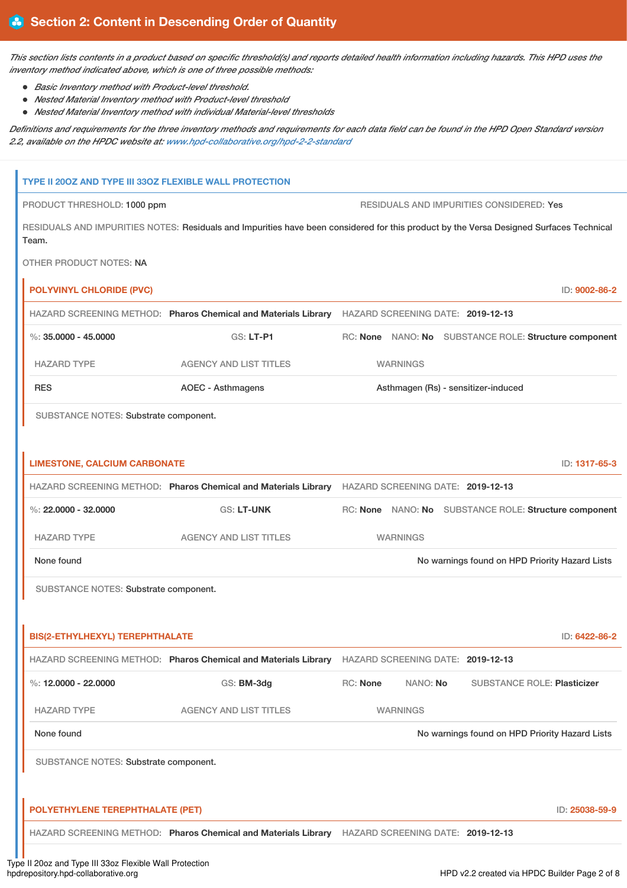## Section 2: Content in Descending Order of Quantity

*This section lists contents in a product based on specific threshold(s) and reports detailed health information including hazards. This HPD uses the inventory method indicated above, which is one of three possible methods:*

- *Basic Inventory method with Product-level threshold.*
- *Nested Material Inventory method with Product-level threshold*
- *Nested Material Inventory method with individual Material-level thresholds*

*Definitions and requirements for the three inventory methods and requirements for each data field can be found in the HPD Open Standard version 2.2, available on the HPDC website at: www.hpd-collaborative.org/hpd-2-2-standard*

### TYPE II 20OZ AND TYPE III 33OZ FLEXIBLE WALL PROTECTION

PRODUCT THRESHOLD: 1000 ppm

RESIDUALS AND IMPURITIES CONSIDERED: Yes

RESIDUALS AND IMPURITIES NOTES: Residuals and Impurities have been considered for this product by the Versa Designed Surfaces Technical Team.

OTHER PRODUCT NOTES: NA

#### POLYVINYL CHLORIDE (PVC)

ID: 9002-86-2

HAZARD SCREENING METHOD: **Pharos Chemical and Materials Library** HAZARD SCREENING DATE: **2019-12-13**

%: **35.0000 - 45.0000** GS: **LT-P1** RC: **None** NANO: **No** SUBSTANCE ROLE: **Structure component**

| HAZARD TYPE | AGENCY AND LIST TITLES | WARNINGS |
|---|---|---|
| RES | AOEC - Asthmagens | Asthmagen (Rs) - sensitizer-induced |

SUBSTANCE NOTES: Substrate component.

#### LIMESTONE, CALCIUM CARBONATE

ID: 1317-65-3

HAZARD SCREENING METHOD: **Pharos Chemical and Materials Library** HAZARD SCREENING DATE: **2019-12-13**

%: **22.0000 - 32.0000** GS: **LT-UNK** RC: **None** NANO: **No** SUBSTANCE ROLE: **Structure component**

| HAZARD TYPE | AGENCY AND LIST TITLES | WARNINGS |
|---|---|---|
| None found | | No warnings found on HPD Priority Hazard Lists |

SUBSTANCE NOTES: Substrate component.

#### BIS(2-ETHYLHEXYL) TEREPHTHALATE

ID: 6422-86-2

HAZARD SCREENING METHOD: **Pharos Chemical and Materials Library** HAZARD SCREENING DATE: **2019-12-13**

%: **12.0000 - 22.0000** GS: **BM-3dg** RC: **None** NANO: **No** SUBSTANCE ROLE: **Plasticizer**

| HAZARD TYPE | AGENCY AND LIST TITLES | WARNINGS |
|---|---|---|
| None found | | No warnings found on HPD Priority Hazard Lists |

SUBSTANCE NOTES: Substrate component.

#### POLYETHYLENE TEREPHTHALATE (PET)

ID: 25038-59-9

HAZARD SCREENING METHOD: **Pharos Chemical and Materials Library** HAZARD SCREENING DATE: **2019-12-13**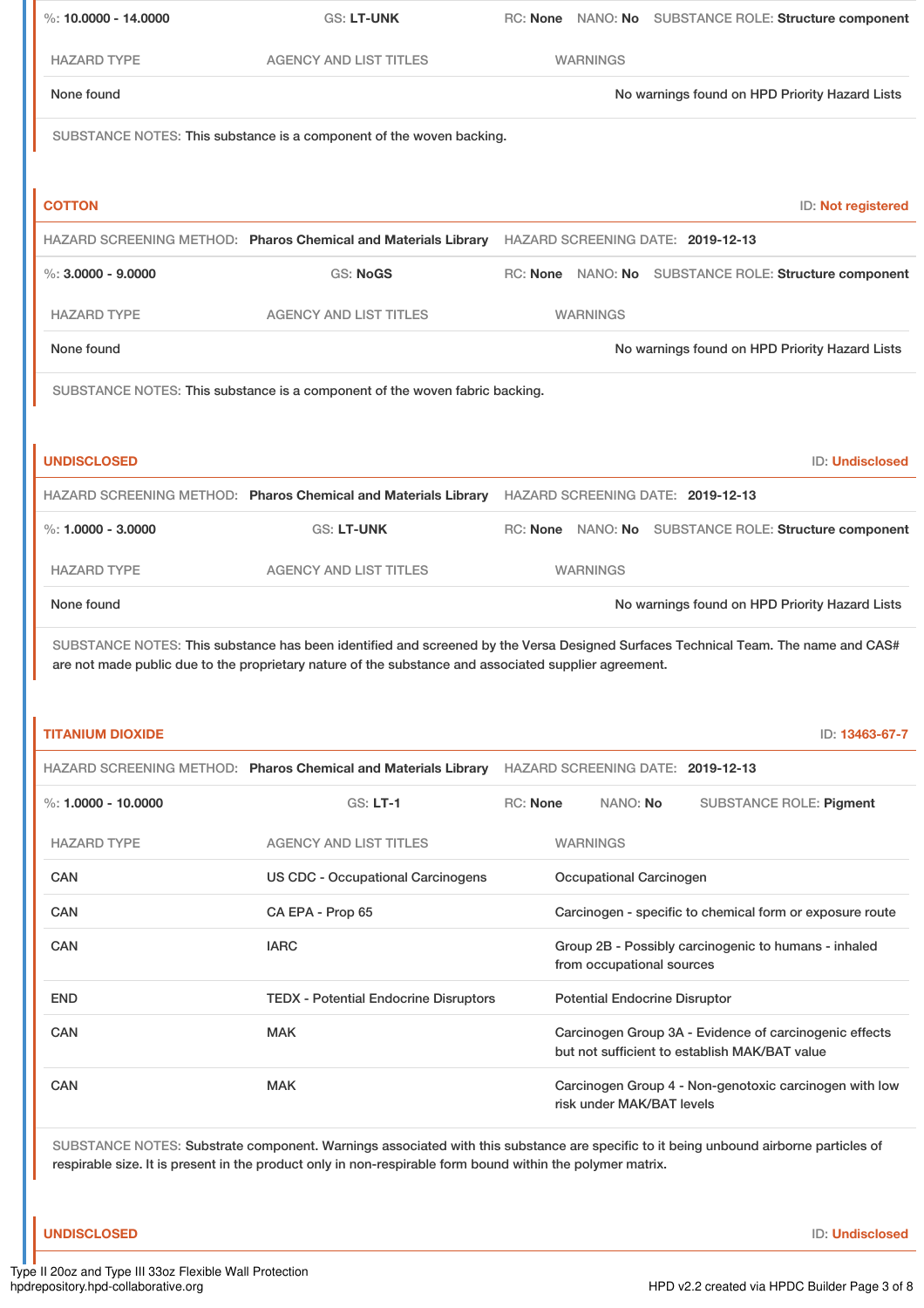%: **10.0000 - 14.0000** GS: **LT-UNK** RC: **None** NANO: **No** SUBSTANCE ROLE: **Structure component**

| HAZARD TYPE | AGENCY AND LIST TITLES | WARNINGS |
|---|---|---|
| None found | | No warnings found on HPD Priority Hazard Lists |

SUBSTANCE NOTES: This substance is a component of the woven backing.

## COTTON

ID: **Not registered**

HAZARD SCREENING METHOD: **Pharos Chemical and Materials Library** HAZARD SCREENING DATE: **2019-12-13**

%: **3.0000 - 9.0000** GS: **NoGS** RC: **None** NANO: **No** SUBSTANCE ROLE: **Structure component**

| HAZARD TYPE | AGENCY AND LIST TITLES | WARNINGS |
|---|---|---|
| None found | | No warnings found on HPD Priority Hazard Lists |

SUBSTANCE NOTES: This substance is a component of the woven fabric backing.

## UNDISCLOSED

ID: **Undisclosed**

HAZARD SCREENING METHOD: **Pharos Chemical and Materials Library** HAZARD SCREENING DATE: **2019-12-13**

%: **1.0000 - 3.0000** GS: **LT-UNK** RC: **None** NANO: **No** SUBSTANCE ROLE: **Structure component**

| HAZARD TYPE | AGENCY AND LIST TITLES | WARNINGS |
|---|---|---|
| None found | | No warnings found on HPD Priority Hazard Lists |

SUBSTANCE NOTES: This substance has been identified and screened by the Versa Designed Surfaces Technical Team. The name and CAS# are not made public due to the proprietary nature of the substance and associated supplier agreement.

## TITANIUM DIOXIDE

ID: **13463-67-7**

HAZARD SCREENING METHOD: **Pharos Chemical and Materials Library** HAZARD SCREENING DATE: **2019-12-13**

%: **1.0000 - 10.0000** GS: **LT-1** RC: **None** NANO: **No** SUBSTANCE ROLE: **Pigment**

| HAZARD TYPE | AGENCY AND LIST TITLES | WARNINGS |
|---|---|---|
| CAN | US CDC - Occupational Carcinogens | Occupational Carcinogen |
| CAN | CA EPA - Prop 65 | Carcinogen - specific to chemical form or exposure route |
| CAN | IARC | Group 2B - Possibly carcinogenic to humans - inhaled from occupational sources |
| END | TEDX - Potential Endocrine Disruptors | Potential Endocrine Disruptor |
| CAN | MAK | Carcinogen Group 3A - Evidence of carcinogenic effects but not sufficient to establish MAK/BAT value |
| CAN | MAK | Carcinogen Group 4 - Non-genotoxic carcinogen with low risk under MAK/BAT levels |

SUBSTANCE NOTES: Substrate component. Warnings associated with this substance are specific to it being unbound airborne particles of respirable size. It is present in the product only in non-respirable form bound within the polymer matrix.

## UNDISCLOSED

ID: **Undisclosed**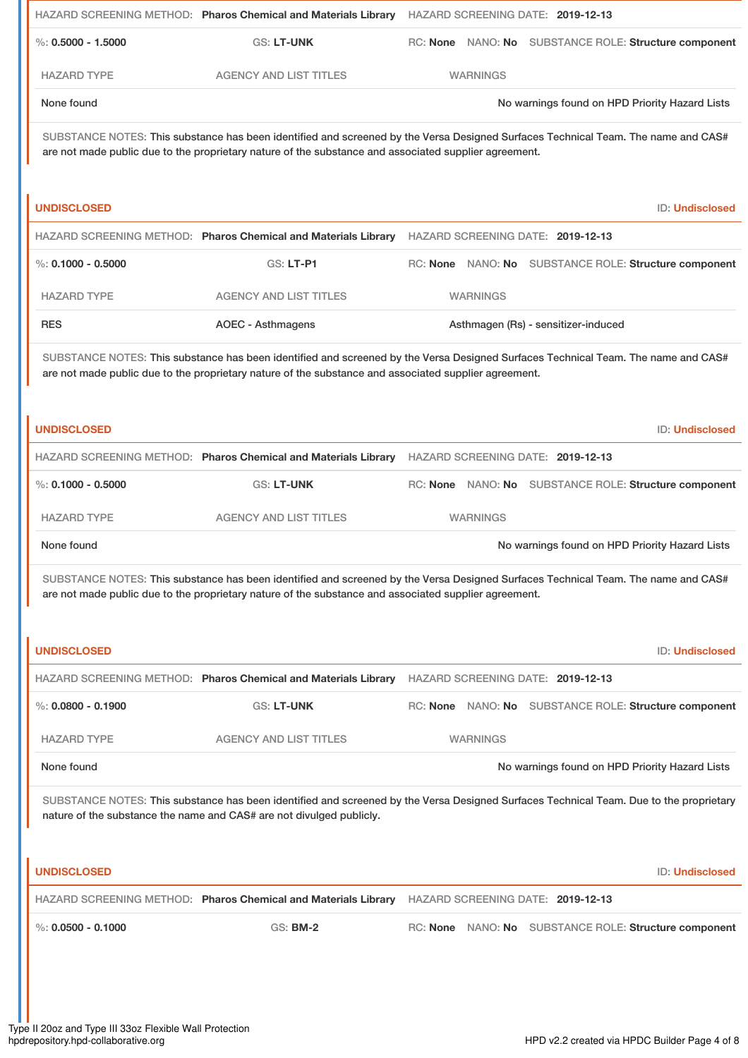HAZARD SCREENING METHOD: **Pharos Chemical and Materials Library** HAZARD SCREENING DATE: **2019-12-13**

%: **0.5000 - 1.5000** GS: **LT-UNK** RC: **None** NANO: **No** SUBSTANCE ROLE: **Structure component**

| HAZARD TYPE | AGENCY AND LIST TITLES | WARNINGS |
|---|---|---|
| None found | | No warnings found on HPD Priority Hazard Lists |

SUBSTANCE NOTES: This substance has been identified and screened by the Versa Designed Surfaces Technical Team. The name and CAS# are not made public due to the proprietary nature of the substance and associated supplier agreement.

## UNDISCLOSED

ID: **Undisclosed**

HAZARD SCREENING METHOD: **Pharos Chemical and Materials Library** HAZARD SCREENING DATE: **2019-12-13**

%: **0.1000 - 0.5000** GS: **LT-P1** RC: **None** NANO: **No** SUBSTANCE ROLE: **Structure component**

| HAZARD TYPE | AGENCY AND LIST TITLES | WARNINGS |
|---|---|---|
| RES | AOEC - Asthmagens | Asthmagen (Rs) - sensitizer-induced |

SUBSTANCE NOTES: This substance has been identified and screened by the Versa Designed Surfaces Technical Team. The name and CAS# are not made public due to the proprietary nature of the substance and associated supplier agreement.

## UNDISCLOSED

ID: **Undisclosed**

HAZARD SCREENING METHOD: **Pharos Chemical and Materials Library** HAZARD SCREENING DATE: **2019-12-13**

%: **0.1000 - 0.5000** GS: **LT-UNK** RC: **None** NANO: **No** SUBSTANCE ROLE: **Structure component**

| HAZARD TYPE | AGENCY AND LIST TITLES | WARNINGS |
|---|---|---|
| None found | | No warnings found on HPD Priority Hazard Lists |

SUBSTANCE NOTES: This substance has been identified and screened by the Versa Designed Surfaces Technical Team. The name and CAS# are not made public due to the proprietary nature of the substance and associated supplier agreement.

## UNDISCLOSED

ID: **Undisclosed**

HAZARD SCREENING METHOD: **Pharos Chemical and Materials Library** HAZARD SCREENING DATE: **2019-12-13**

%: **0.0800 - 0.1900** GS: **LT-UNK** RC: **None** NANO: **No** SUBSTANCE ROLE: **Structure component**

| HAZARD TYPE | AGENCY AND LIST TITLES | WARNINGS |
|---|---|---|
| None found | | No warnings found on HPD Priority Hazard Lists |

SUBSTANCE NOTES: This substance has been identified and screened by the Versa Designed Surfaces Technical Team. Due to the proprietary nature of the substance the name and CAS# are not divulged publicly.

## UNDISCLOSED

ID: **Undisclosed**

HAZARD SCREENING METHOD: **Pharos Chemical and Materials Library** HAZARD SCREENING DATE: **2019-12-13**

%: **0.0500 - 0.1000** GS: **BM-2** RC: **None** NANO: **No** SUBSTANCE ROLE: **Structure component**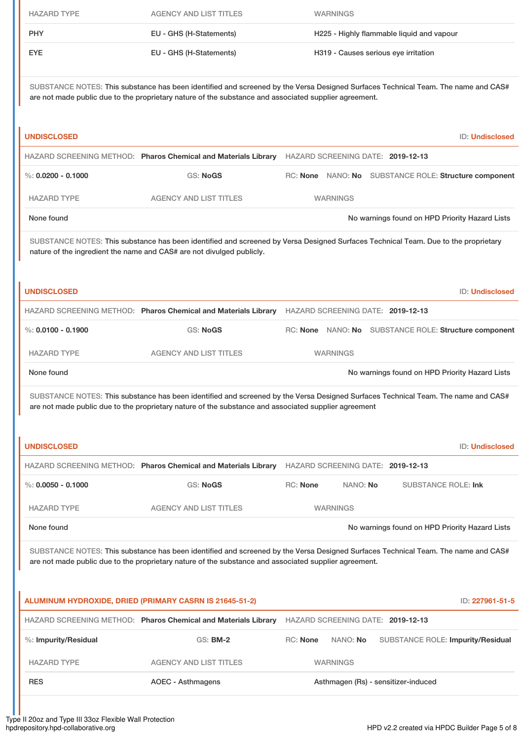| HAZARD TYPE | AGENCY AND LIST TITLES | WARNINGS |
|---|---|---|
| PHY | EU - GHS (H-Statements) | H225 - Highly flammable liquid and vapour |
| EYE | EU - GHS (H-Statements) | H319 - Causes serious eye irritation |

SUBSTANCE NOTES: This substance has been identified and screened by the Versa Designed Surfaces Technical Team. The name and CAS# are not made public due to the proprietary nature of the substance and associated supplier agreement.

### UNDISCLOSED

ID: Undisclosed

HAZARD SCREENING METHOD: **Pharos Chemical and Materials Library** HAZARD SCREENING DATE: **2019-12-13**

%: **0.0200 - 0.1000** GS: **NoGS** RC: **None** NANO: **No** SUBSTANCE ROLE: **Structure component**

| HAZARD TYPE | AGENCY AND LIST TITLES | WARNINGS |
|---|---|---|
| None found | | No warnings found on HPD Priority Hazard Lists |

SUBSTANCE NOTES: This substance has been identified and screened by Versa Designed Surfaces Technical Team. Due to the proprietary nature of the ingredient the name and CAS# are not divulged publicly.

### UNDISCLOSED

ID: Undisclosed

HAZARD SCREENING METHOD: **Pharos Chemical and Materials Library** HAZARD SCREENING DATE: **2019-12-13**

%: **0.0100 - 0.1900** GS: **NoGS** RC: **None** NANO: **No** SUBSTANCE ROLE: **Structure component**

| HAZARD TYPE | AGENCY AND LIST TITLES | WARNINGS |
|---|---|---|
| None found | | No warnings found on HPD Priority Hazard Lists |

SUBSTANCE NOTES: This substance has been identified and screened by the Versa Designed Surfaces Technical Team. The name and CAS# are not made public due to the proprietary nature of the substance and associated supplier agreement

### UNDISCLOSED

ID: Undisclosed

HAZARD SCREENING METHOD: **Pharos Chemical and Materials Library** HAZARD SCREENING DATE: **2019-12-13**

%: **0.0050 - 0.1000** GS: **NoGS** RC: **None** NANO: **No** SUBSTANCE ROLE: **Ink**

| HAZARD TYPE | AGENCY AND LIST TITLES | WARNINGS |
|---|---|---|
| None found | | No warnings found on HPD Priority Hazard Lists |

SUBSTANCE NOTES: This substance has been identified and screened by the Versa Designed Surfaces Technical Team. The name and CAS# are not made public due to the proprietary nature of the substance and associated supplier agreement.

### ALUMINUM HYDROXIDE, DRIED (PRIMARY CASRN IS 21645-51-2)

ID: 227961-51-5

HAZARD SCREENING METHOD: **Pharos Chemical and Materials Library** HAZARD SCREENING DATE: **2019-12-13**

%: **Impurity/Residual** GS: **BM-2** RC: **None** NANO: **No** SUBSTANCE ROLE: **Impurity/Residual**

| HAZARD TYPE | AGENCY AND LIST TITLES | WARNINGS |
|---|---|---|
| RES | AOEC - Asthmagens | Asthmagen (Rs) - sensitizer-induced |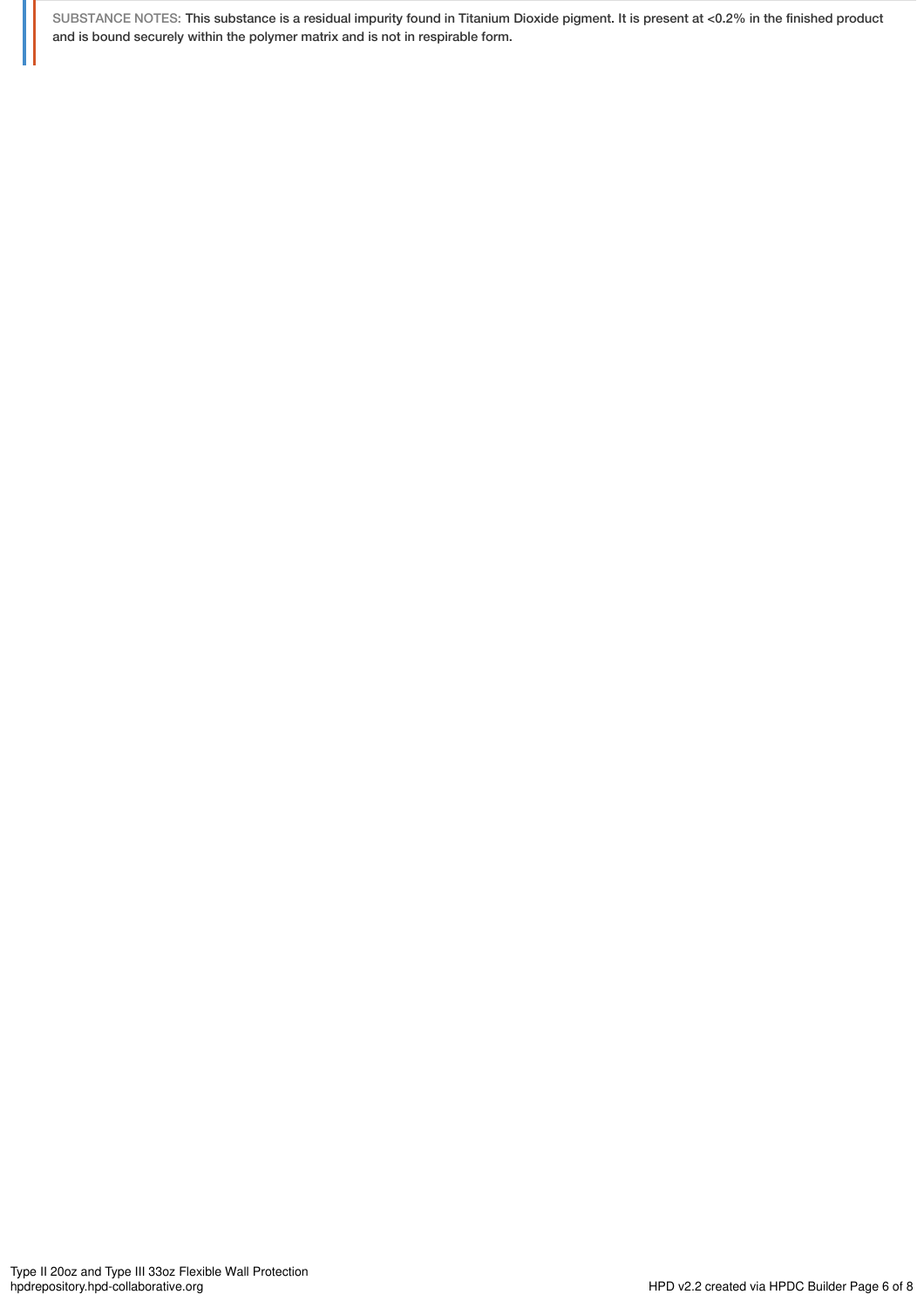SUBSTANCE NOTES: This substance is a residual impurity found in Titanium Dioxide pigment. It is present at <0.2% in the finished product and is bound securely within the polymer matrix and is not in respirable form.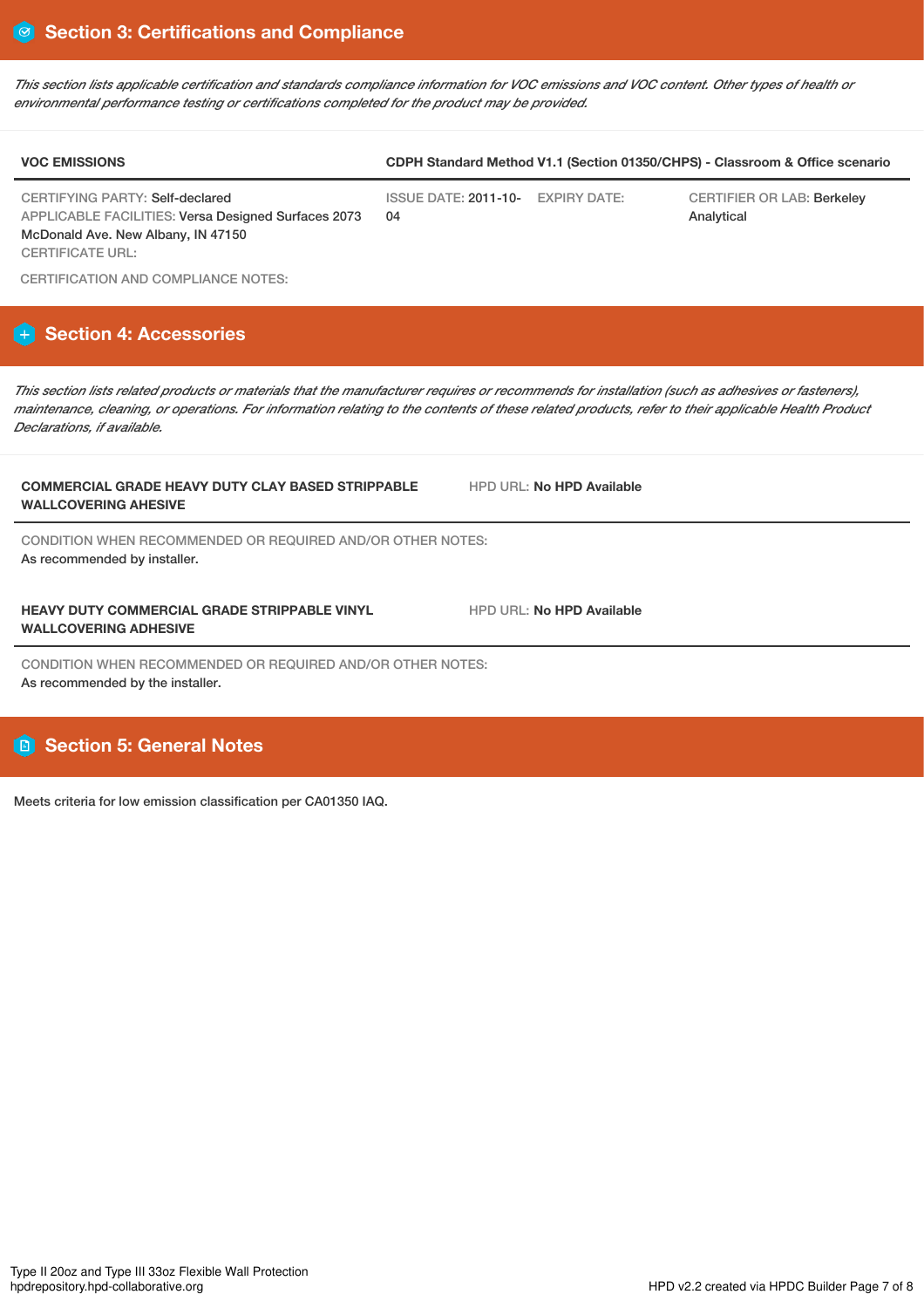## Section 3: Certifications and Compliance

*This section lists applicable certification and standards compliance information for VOC emissions and VOC content. Other types of health or environmental performance testing or certifications completed for the product may be provided.*

| VOC EMISSIONS | CDPH Standard Method V1.1 (Section 01350/CHPS) - Classroom & Office scenario | | |
|---|---|---|---|
| CERTIFYING PARTY: Self-declared<br>APPLICABLE FACILITIES: Versa Designed Surfaces 2073 McDonald Ave. New Albany, IN 47150<br>CERTIFICATE URL: | ISSUE DATE: 2011-10-04 | EXPIRY DATE: | CERTIFIER OR LAB: Berkeley Analytical |

CERTIFICATION AND COMPLIANCE NOTES:

## Section 4: Accessories

*This section lists related products or materials that the manufacturer requires or recommends for installation (such as adhesives or fasteners), maintenance, cleaning, or operations. For information relating to the contents of these related products, refer to their applicable Health Product Declarations, if available.*

**COMMERCIAL GRADE HEAVY DUTY CLAY BASED STRIPPABLE WALLCOVERING AHESIVE**

HPD URL: **No HPD Available**

CONDITION WHEN RECOMMENDED OR REQUIRED AND/OR OTHER NOTES:
As recommended by installer.

**HEAVY DUTY COMMERCIAL GRADE STRIPPABLE VINYL WALLCOVERING ADHESIVE**

HPD URL: **No HPD Available**

CONDITION WHEN RECOMMENDED OR REQUIRED AND/OR OTHER NOTES:
As recommended by the installer.

## Section 5: General Notes

Meets criteria for low emission classification per CA01350 IAQ.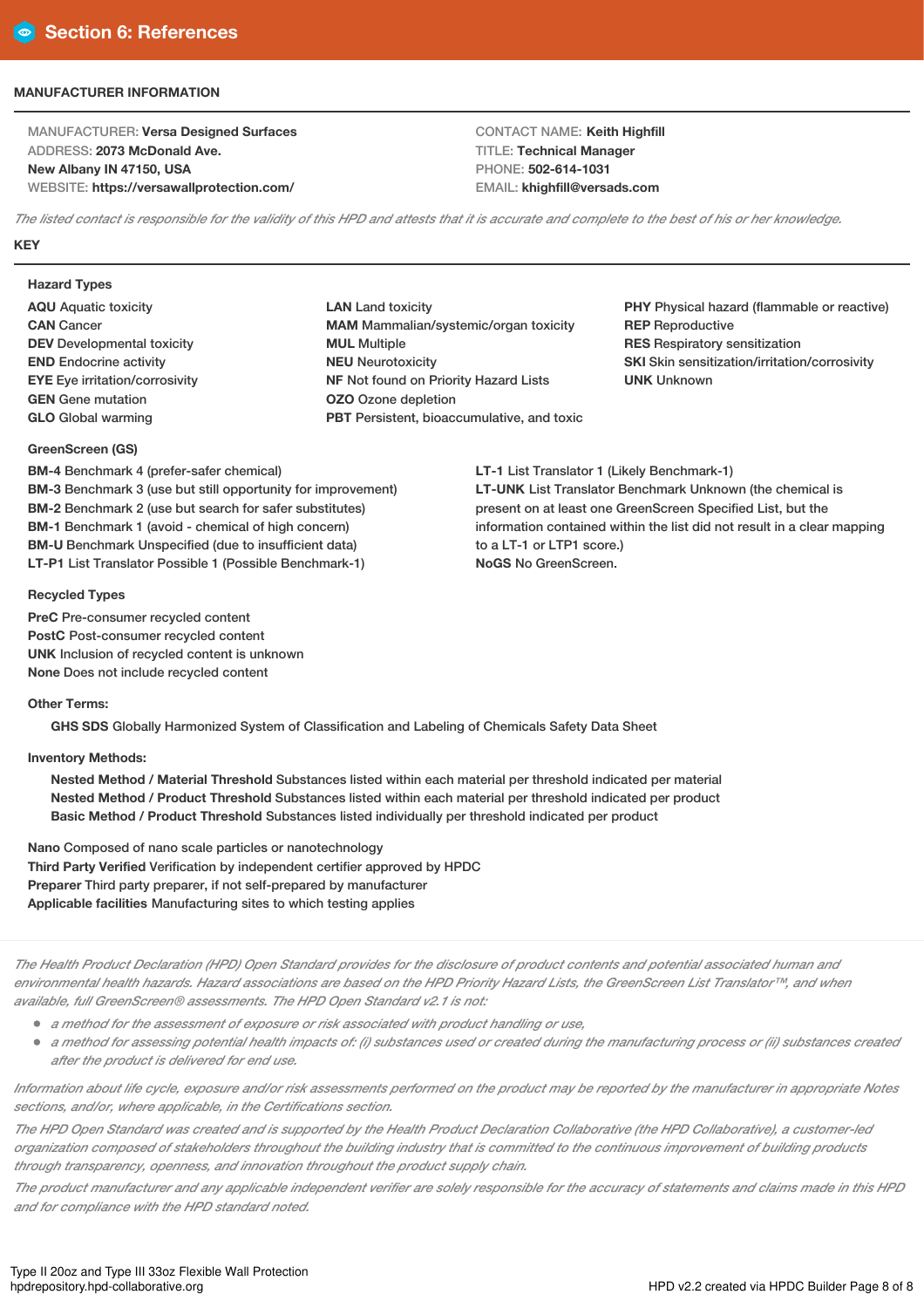## Section 6: References

### MANUFACTURER INFORMATION

MANUFACTURER: **Versa Designed Surfaces**
ADDRESS: **2073 McDonald Ave.**
**New Albany IN 47150, USA**
WEBSITE: **https://versawallprotection.com/**

CONTACT NAME: **Keith Highfill**
TITLE: **Technical Manager**
PHONE: **502-614-1031**
EMAIL: **khighfill@versads.com**

*The listed contact is responsible for the validity of this HPD and attests that it is accurate and complete to the best of his or her knowledge.*

### KEY

**Hazard Types**

**AQU** Aquatic toxicity
**CAN** Cancer
**DEV** Developmental toxicity
**END** Endocrine activity
**EYE** Eye irritation/corrosivity
**GEN** Gene mutation
**GLO** Global warming
**LAN** Land toxicity
**MAM** Mammalian/systemic/organ toxicity
**MUL** Multiple
**NEU** Neurotoxicity
**NF** Not found on Priority Hazard Lists
**OZO** Ozone depletion
**PBT** Persistent, bioaccumulative, and toxic
**PHY** Physical hazard (flammable or reactive)
**REP** Reproductive
**RES** Respiratory sensitization
**SKI** Skin sensitization/irritation/corrosivity
**UNK** Unknown

**GreenScreen (GS)**

**BM-4** Benchmark 4 (prefer-safer chemical)
**BM-3** Benchmark 3 (use but still opportunity for improvement)
**BM-2** Benchmark 2 (use but search for safer substitutes)
**BM-1** Benchmark 1 (avoid - chemical of high concern)
**BM-U** Benchmark Unspecified (due to insufficient data)
**LT-P1** List Translator Possible 1 (Possible Benchmark-1)
**LT-1** List Translator 1 (Likely Benchmark-1)
**LT-UNK** List Translator Benchmark Unknown (the chemical is present on at least one GreenScreen Specified List, but the information contained within the list did not result in a clear mapping to a LT-1 or LTP1 score.)
**NoGS** No GreenScreen.

**Recycled Types**

**PreC** Pre-consumer recycled content
**PostC** Post-consumer recycled content
**UNK** Inclusion of recycled content is unknown
**None** Does not include recycled content

**Other Terms:**

**GHS SDS** Globally Harmonized System of Classification and Labeling of Chemicals Safety Data Sheet

**Inventory Methods:**

**Nested Method / Material Threshold** Substances listed within each material per threshold indicated per material
**Nested Method / Product Threshold** Substances listed within each material per threshold indicated per product
**Basic Method / Product Threshold** Substances listed individually per threshold indicated per product

**Nano** Composed of nano scale particles or nanotechnology
**Third Party Verified** Verification by independent certifier approved by HPDC
**Preparer** Third party preparer, if not self-prepared by manufacturer
**Applicable facilities** Manufacturing sites to which testing applies

*The Health Product Declaration (HPD) Open Standard provides for the disclosure of product contents and potential associated human and environmental health hazards. Hazard associations are based on the HPD Priority Hazard Lists, the GreenScreen List Translator™, and when available, full GreenScreen® assessments. The HPD Open Standard v2.1 is not:*

- *a method for the assessment of exposure or risk associated with product handling or use,*
- *a method for assessing potential health impacts of: (i) substances used or created during the manufacturing process or (ii) substances created after the product is delivered for end use.*

*Information about life cycle, exposure and/or risk assessments performed on the product may be reported by the manufacturer in appropriate Notes sections, and/or, where applicable, in the Certifications section.*

*The HPD Open Standard was created and is supported by the Health Product Declaration Collaborative (the HPD Collaborative), a customer-led organization composed of stakeholders throughout the building industry that is committed to the continuous improvement of building products through transparency, openness, and innovation throughout the product supply chain.*

*The product manufacturer and any applicable independent verifier are solely responsible for the accuracy of statements and claims made in this HPD and for compliance with the HPD standard noted.*